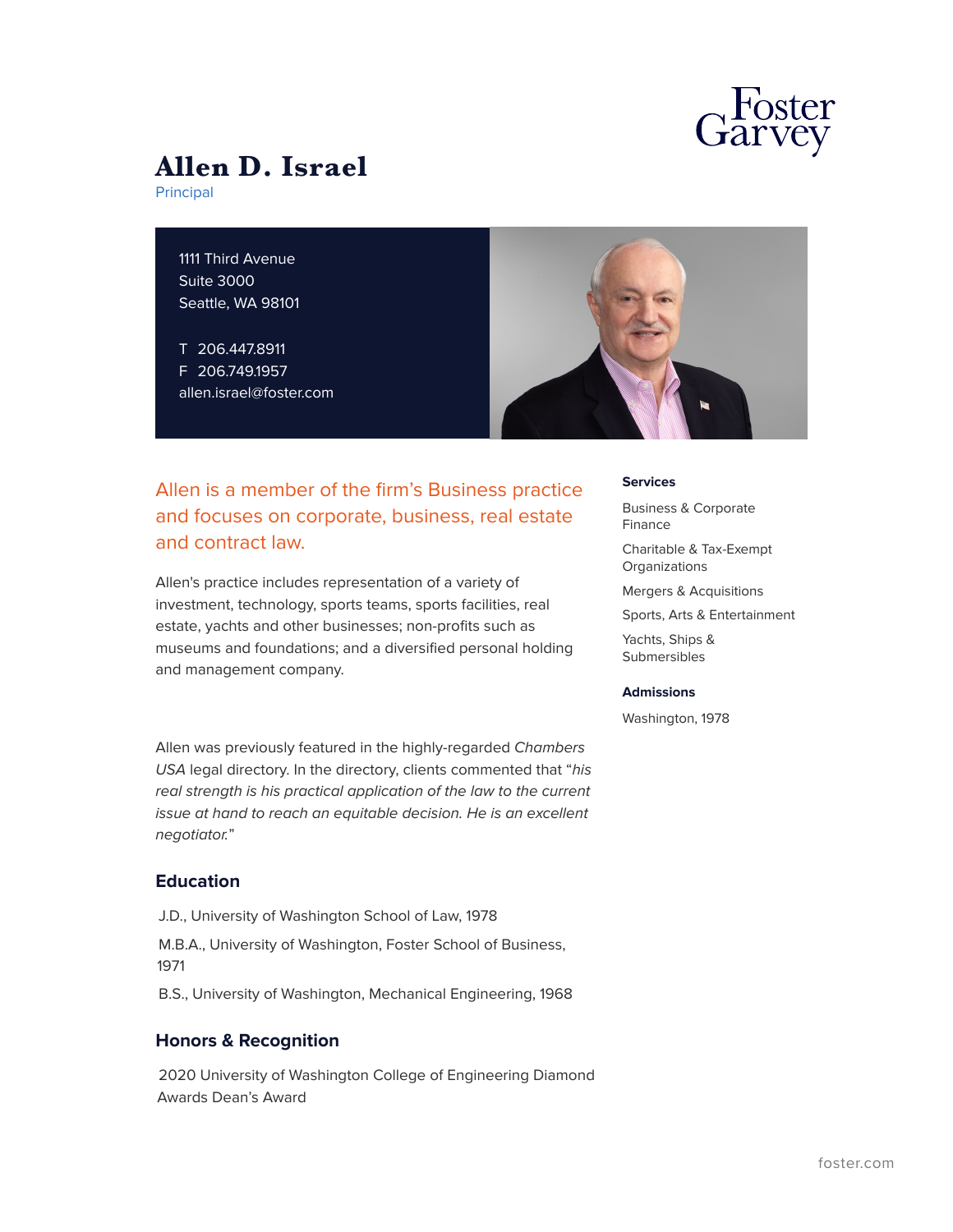# Allen D. Israel

Principal

1111 Third Avenue
Suite 3000
Seattle, WA 98101

T 206.447.8911
F 206.749.1957
allen.israel@foster.com

Allen is a member of the firm's Business practice and focuses on corporate, business, real estate and contract law.

Allen's practice includes representation of a variety of investment, technology, sports teams, sports facilities, real estate, yachts and other businesses; non-profits such as museums and foundations; and a diversified personal holding and management company.

Allen was previously featured in the highly-regarded *Chambers USA* legal directory. In the directory, clients commented that "*his real strength is his practical application of the law to the current issue at hand to reach an equitable decision. He is an excellent negotiator.*"

## Education

J.D., University of Washington School of Law, 1978

M.B.A., University of Washington, Foster School of Business, 1971

B.S., University of Washington, Mechanical Engineering, 1968

## Honors & Recognition

2020 University of Washington College of Engineering Diamond Awards Dean's Award

### Services

Business & Corporate Finance

Charitable & Tax-Exempt Organizations

Mergers & Acquisitions

Sports, Arts & Entertainment

Yachts, Ships & Submersibles

### Admissions

Washington, 1978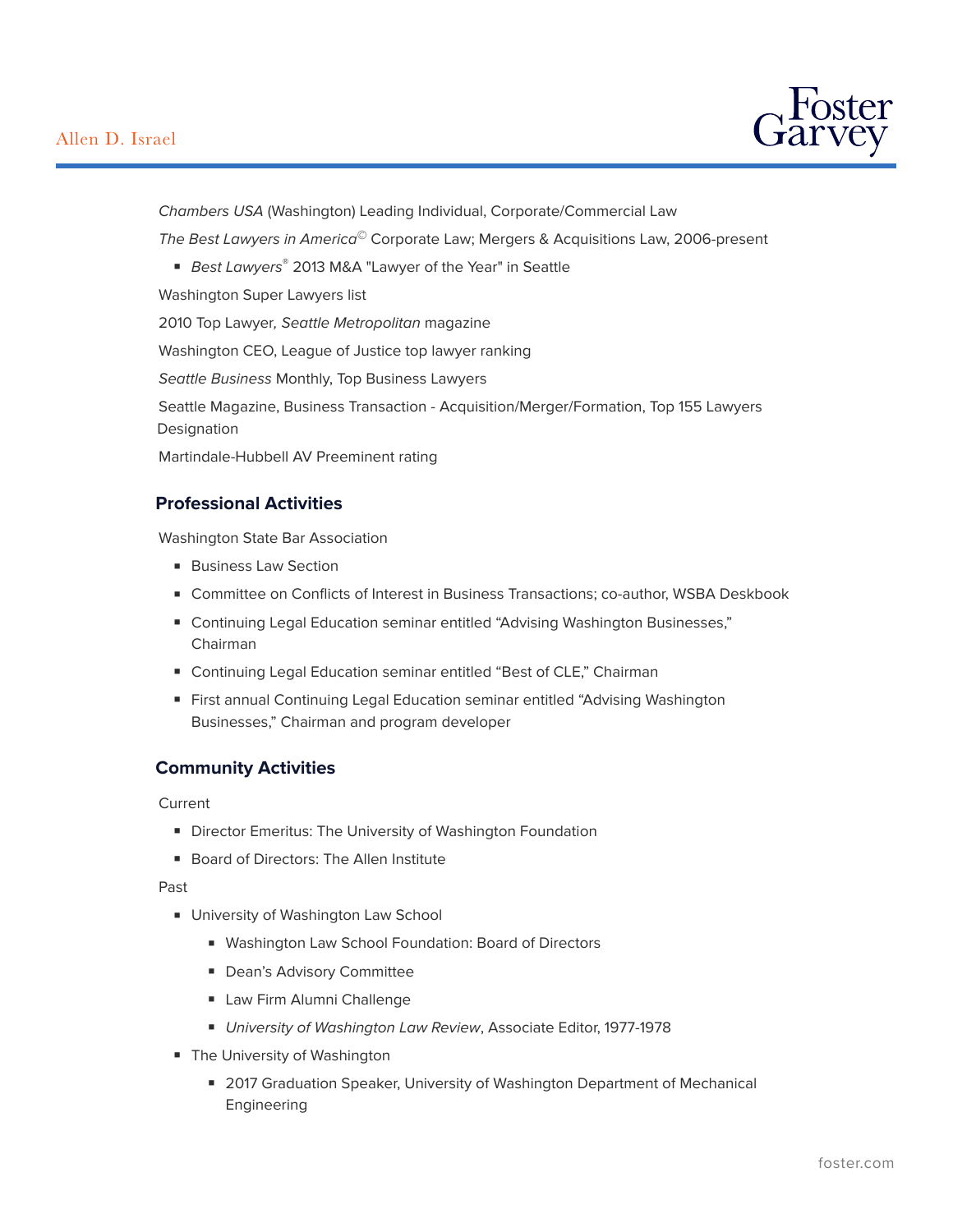*Chambers USA* (Washington) Leading Individual, Corporate/Commercial Law

*The Best Lawyers in America*© Corporate Law; Mergers & Acquisitions Law, 2006-present

- *Best Lawyers*® 2013 M&A "Lawyer of the Year" in Seattle

Washington Super Lawyers list

2010 Top Lawyer, *Seattle Metropolitan* magazine

Washington CEO, League of Justice top lawyer ranking

*Seattle Business* Monthly, Top Business Lawyers

Seattle Magazine, Business Transaction - Acquisition/Merger/Formation, Top 155 Lawyers Designation

Martindale-Hubbell AV Preeminent rating

## Professional Activities

Washington State Bar Association

- Business Law Section
- Committee on Conflicts of Interest in Business Transactions; co-author, WSBA Deskbook
- Continuing Legal Education seminar entitled "Advising Washington Businesses," Chairman
- Continuing Legal Education seminar entitled "Best of CLE," Chairman
- First annual Continuing Legal Education seminar entitled "Advising Washington Businesses," Chairman and program developer

## Community Activities

Current

- Director Emeritus: The University of Washington Foundation
- Board of Directors: The Allen Institute

Past

- University of Washington Law School
  - Washington Law School Foundation: Board of Directors
  - Dean's Advisory Committee
  - Law Firm Alumni Challenge
  - *University of Washington Law Review*, Associate Editor, 1977-1978
- The University of Washington
  - 2017 Graduation Speaker, University of Washington Department of Mechanical Engineering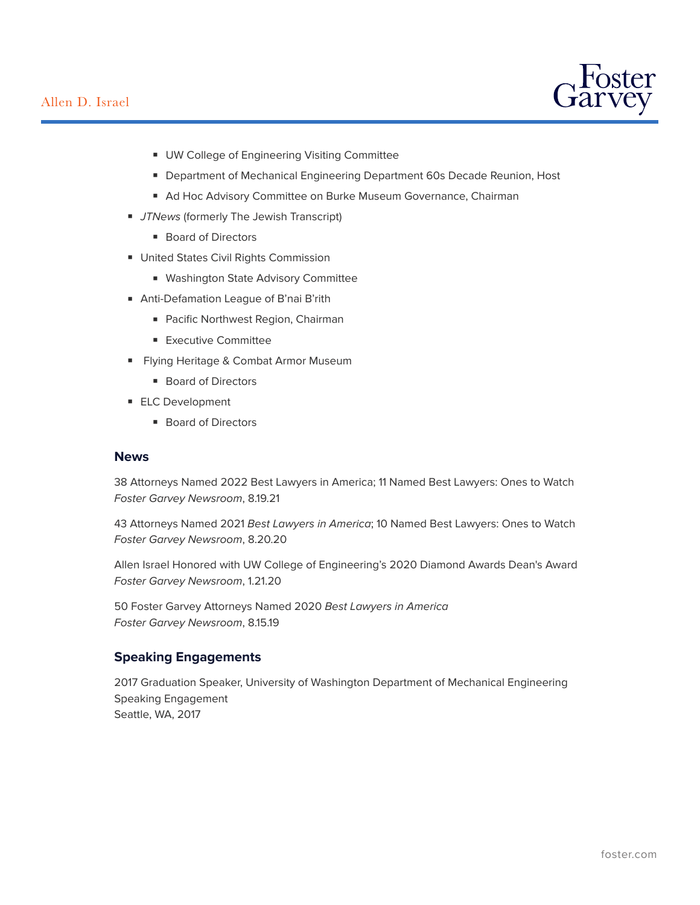- UW College of Engineering Visiting Committee
    - Department of Mechanical Engineering Department 60s Decade Reunion, Host
    - Ad Hoc Advisory Committee on Burke Museum Governance, Chairman
- *JTNews* (formerly The Jewish Transcript)
    - Board of Directors
- United States Civil Rights Commission
    - Washington State Advisory Committee
- Anti-Defamation League of B'nai B'rith
    - Pacific Northwest Region, Chairman
    - Executive Committee
- Flying Heritage & Combat Armor Museum
    - Board of Directors
- ELC Development
    - Board of Directors

## News

38 Attorneys Named 2022 Best Lawyers in America; 11 Named Best Lawyers: Ones to Watch
*Foster Garvey Newsroom*, 8.19.21

43 Attorneys Named 2021 *Best Lawyers in America*; 10 Named Best Lawyers: Ones to Watch
*Foster Garvey Newsroom*, 8.20.20

Allen Israel Honored with UW College of Engineering's 2020 Diamond Awards Dean's Award
*Foster Garvey Newsroom*, 1.21.20

50 Foster Garvey Attorneys Named 2020 *Best Lawyers in America*
*Foster Garvey Newsroom*, 8.15.19

## Speaking Engagements

2017 Graduation Speaker, University of Washington Department of Mechanical Engineering
Speaking Engagement
Seattle, WA, 2017